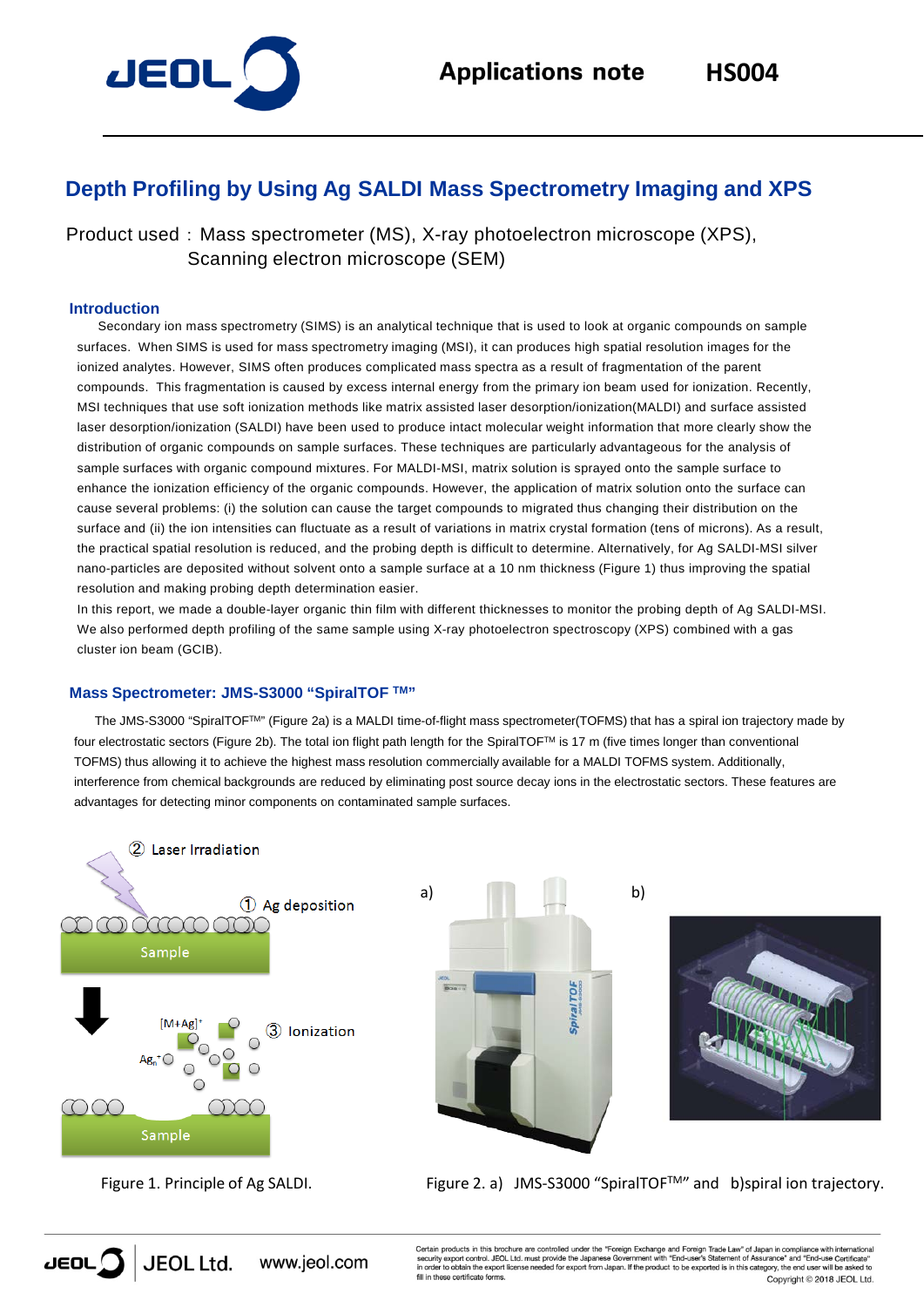# Depth Profiling by Using Ag SALDI Mass Spectrometry Imaging and XPS

Product used : Mass spectrometer (MS), X-ray photoelectron microscope (XPS), Scanning electron microscope (SEM)

## Introduction

Secondary ion mass spectrometry (SIMS) is an analytical technique that is used to look at organic compounds on sample surfaces. When SIMS is used for mass spectrometry imaging (MSI), it can produces high spatial resolution images for the ionized analytes. However, SIMS often produces complicated mass spectra as a result of fragmentation of the parent compounds. This fragmentation is caused by excess internal energy from the primary ion beam used for ionization. Recently, MSI techniques that use soft ionization methods like matrix assisted laser desorption/ionization(MALDI) and surface assisted laser desorption/ionization (SALDI) have been used to produce intact molecular weight information that more clearly show the distribution of organic compounds on sample surfaces. These techniques are particularly advantageous for the analysis of sample surfaces with organic compound mixtures. For MALDI-MSI, matrix solution is sprayed onto the sample surface to enhance the ionization efficiency of the organic compounds. However, the application of matrix solution onto the surface can cause several problems: (i) the solution can cause the target compounds to migrated thus changing their distribution on the surface and (ii) the ion intensities can fluctuate as a result of variations in matrix crystal formation (tens of microns). As a result, the practical spatial resolution is reduced, and the probing depth is difficult to determine. Alternatively, for Ag SALDI-MSI silver nano-particles are deposited without solvent onto a sample surface at a 10 nm thickness (Figure 1) thus improving the spatial resolution and making probing depth determination easier.

In this report, we made a double-layer organic thin film with different thicknesses to monitor the probing depth of Ag SALDI-MSI. We also performed depth profiling of the same sample using X-ray photoelectron spectroscopy (XPS) combined with a gas cluster ion beam (GCIB).

## Mass Spectrometer: JMS-S3000 "SpiralTOF ™"

The JMS-S3000 "SpiralTOF™" (Figure 2a) is a MALDI time-of-flight mass spectrometer(TOFMS) that has a spiral ion trajectory made by four electrostatic sectors (Figure 2b). The total ion flight path length for the SpiralTOF™ is 17 m (five times longer than conventional TOFMS) thus allowing it to achieve the highest mass resolution commercially available for a MALDI TOFMS system. Additionally, interference from chemical backgrounds are reduced by eliminating post source decay ions in the electrostatic sectors. These features are advantages for detecting minor components on contaminated sample surfaces.

Figure 1. Principle of Ag SALDI.

Figure 2. a) JMS-S3000 "SpiralTOF™" and b)spiral ion trajectory.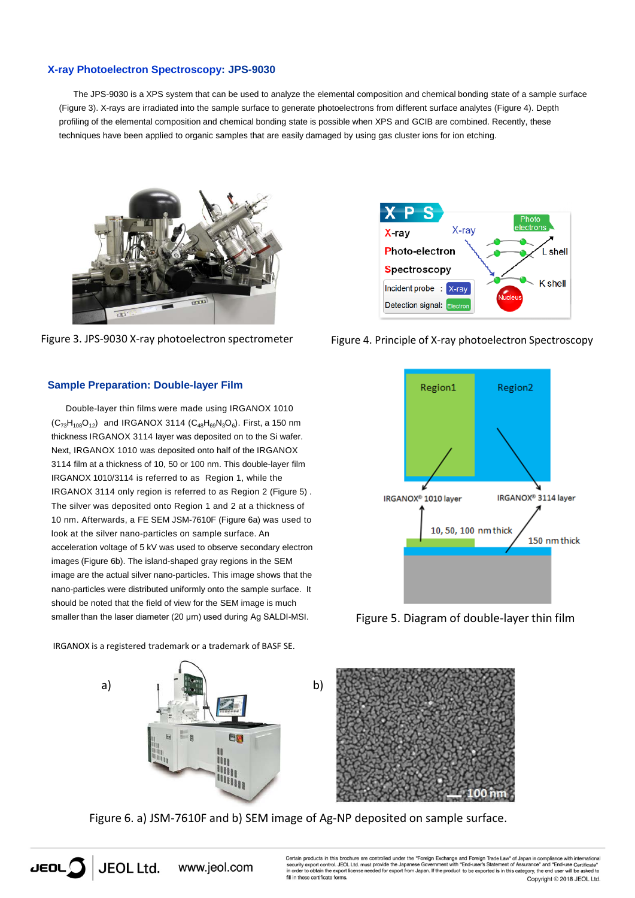## X-ray Photoelectron Spectroscopy: JPS-9030

The JPS-9030 is a XPS system that can be used to analyze the elemental composition and chemical bonding state of a sample surface (Figure 3). X-rays are irradiated into the sample surface to generate photoelectrons from different surface analytes (Figure 4). Depth profiling of the elemental composition and chemical bonding state is possible when XPS and GCIB are combined. Recently, these techniques have been applied to organic samples that are easily damaged by using gas cluster ions for ion etching.

Figure 3. JPS-9030 X-ray photoelectron spectrometer

Figure 4. Principle of X-ray photoelectron Spectroscopy

## Sample Preparation: Double-layer Film

Double-layer thin films were made using IRGANOX 1010 ($C_{73}H_{108}O_{12}$) and IRGANOX 3114 ($C_{48}H_{69}N_3O_6$). First, a 150 nm thickness IRGANOX 3114 layer was deposited on to the Si wafer. Next, IRGANOX 1010 was deposited onto half of the IRGANOX 3114 film at a thickness of 10, 50 or 100 nm. This double-layer film IRGANOX 1010/3114 is referred to as Region 1, while the IRGANOX 3114 only region is referred to as Region 2 (Figure 5) . The silver was deposited onto Region 1 and 2 at a thickness of 10 nm. Afterwards, a FE SEM JSM-7610F (Figure 6a) was used to look at the silver nano-particles on sample surface. An acceleration voltage of 5 kV was used to observe secondary electron images (Figure 6b). The island-shaped gray regions in the SEM image are the actual silver nano-particles. This image shows that the nano-particles were distributed uniformly onto the sample surface. It should be noted that the field of view for the SEM image is much smaller than the laser diameter (20 μm) used during Ag SALDI-MSI.

IRGANOX is a registered trademark or a trademark of BASF SE.

Figure 5. Diagram of double-layer thin film

Figure 6. a) JSM-7610F and b) SEM image of Ag-NP deposited on sample surface.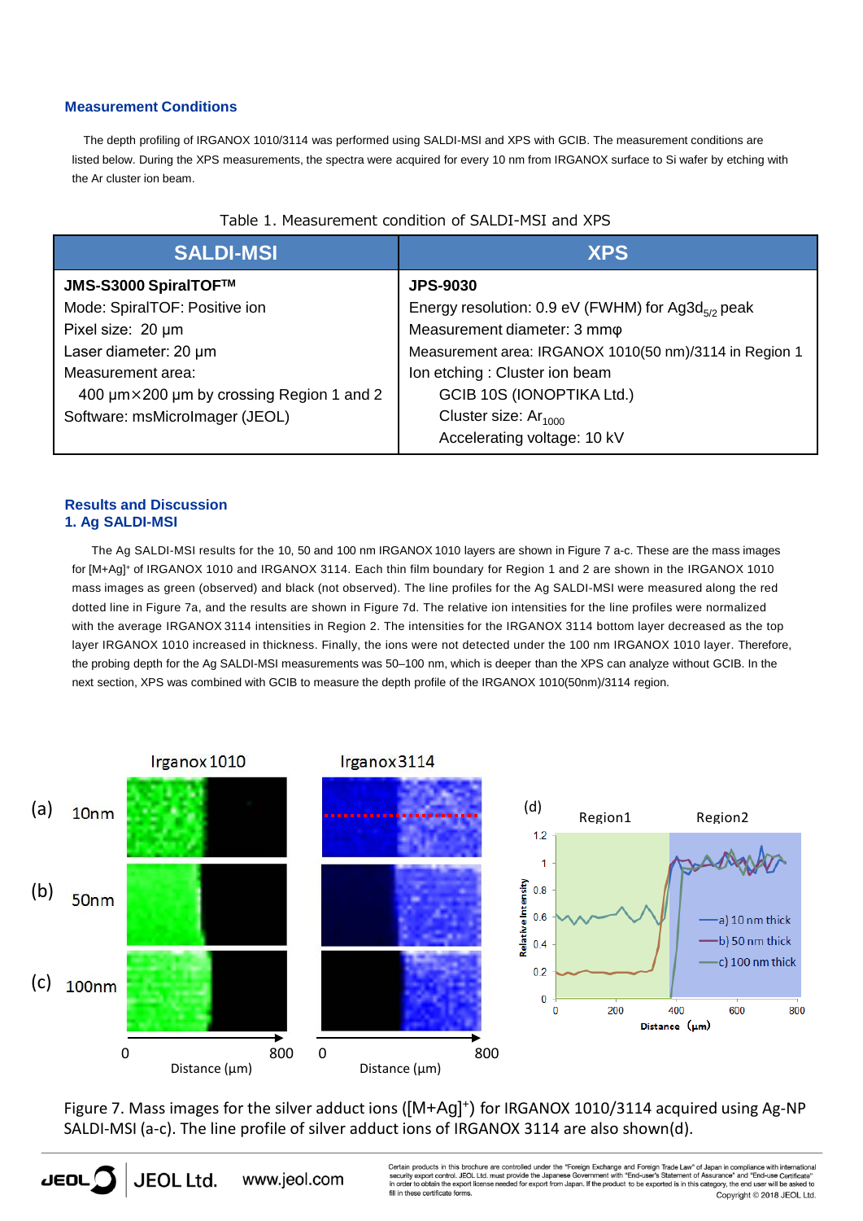## Measurement Conditions

The depth profiling of IRGANOX 1010/3114 was performed using SALDI-MSI and XPS with GCIB. The measurement conditions are listed below. During the XPS measurements, the spectra were acquired for every 10 nm from IRGANOX surface to Si wafer by etching with the Ar cluster ion beam.

Table 1. Measurement condition of SALDI-MSI and XPS

| SALDI-MSI | XPS |
|---|---|
| **JMS-S3000 SpiralTOF™**<br>Mode: SpiralTOF: Positive ion<br>Pixel size: 20 µm<br>Laser diameter: 20 µm<br>Measurement area:<br>400 µm×200 µm by crossing Region 1 and 2<br>Software: msMicroImager (JEOL) | **JPS-9030**<br>Energy resolution: 0.9 eV (FWHM) for $Ag3d_{5/2}$ peak<br>Measurement diameter: 3 mmφ<br>Measurement area: IRGANOX 1010(50 nm)/3114 in Region 1<br>Ion etching : Cluster ion beam<br>GCIB 10S (IONOPTIKA Ltd.)<br>Cluster size: $Ar_{1000}$<br>Accelerating voltage: 10 kV |

## Results and Discussion

### 1. Ag SALDI-MSI

The Ag SALDI-MSI results for the 10, 50 and 100 nm IRGANOX 1010 layers are shown in Figure 7 a-c. These are the mass images for $[M+Ag]^+$ of IRGANOX 1010 and IRGANOX 3114. Each thin film boundary for Region 1 and 2 are shown in the IRGANOX 1010 mass images as green (observed) and black (not observed). The line profiles for the Ag SALDI-MSI were measured along the red dotted line in Figure 7a, and the results are shown in Figure 7d. The relative ion intensities for the line profiles were normalized with the average IRGANOX 3114 intensities in Region 2. The intensities for the IRGANOX 3114 bottom layer decreased as the top layer IRGANOX 1010 increased in thickness. Finally, the ions were not detected under the 100 nm IRGANOX 1010 layer. Therefore, the probing depth for the Ag SALDI-MSI measurements was 50–100 nm, which is deeper than the XPS can analyze without GCIB. In the next section, XPS was combined with GCIB to measure the depth profile of the IRGANOX 1010(50nm)/3114 region.

Figure 7. Mass images for the silver adduct ions ($[M+Ag]^+$) for IRGANOX 1010/3114 acquired using Ag-NP SALDI-MSI (a-c). The line profile of silver adduct ions of IRGANOX 3114 are also shown(d).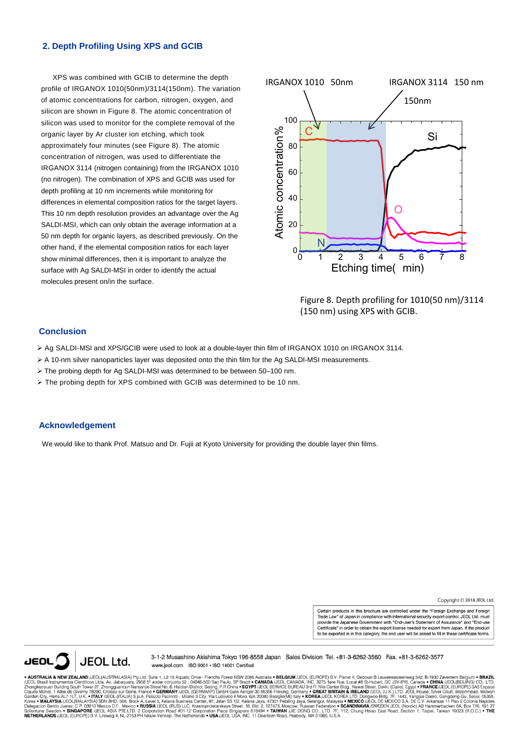## 2. Depth Profiling Using XPS and GCIB

XPS was combined with GCIB to determine the depth profile of IRGANOX 1010(50nm)/3114(150nm). The variation of atomic concentrations for carbon, nitrogen, oxygen, and silicon are shown in Figure 8. The atomic concentration of silicon was used to monitor for the complete removal of the organic layer by Ar cluster ion etching, which took approximately four minutes (see Figure 8). The atomic concentration of nitrogen, was used to differentiate the IRGANOX 3114 (nitrogen containing) from the IRGANOX 1010 (no nitrogen). The combination of XPS and GCIB was used for depth profiling at 10 nm increments while monitoring for differences in elemental composition ratios for the target layers. This 10 nm depth resolution provides an advantage over the Ag SALDI-MSI, which can only obtain the average information at a 50 nm depth for organic layers, as described previously. On the other hand, if the elemental composition ratios for each layer show minimal differences, then it is important to analyze the surface with Ag SALDI-MSI in order to identify the actual molecules present on/in the surface.

IRGANOX 1010 50nm
IRGANOX 3114 150 nm
150nm
C
Si
O
N
Atomic concentration%
0
20
40
60
80
100
0 1 2 3 4 5 6 7 8
Etching time( min)

Figure 8. Depth profiling for 1010(50 nm)/3114 (150 nm) using XPS with GCIB.

## Conclusion

- Ag SALDI-MSI and XPS/GCIB were used to look at a double-layer thin film of IRGANOX 1010 on IRGANOX 3114.
- A 10-nm silver nanoparticles layer was deposited onto the thin film for the Ag SALDI-MSI measurements.
- The probing depth for Ag SALDI-MSI was determined to be between 50–100 nm.
- The probing depth for XPS combined with GCIB was determined to be 10 nm.

## Acknowledgement

We would like to thank Prof. Matsuo and Dr. Fujii at Kyoto University for providing the double layer thin films.

Copyright © 2018 JEOL Ltd.

Certain products in this brochure are controlled under the "Foreign Exchange and Foreign Trade Law" of Japan in compliance with international security export control. JEOL Ltd. must provide the Japanese Government with "End-user's Statement of Assurance" and "End-use Certificate" in order to obtain the export license needed for export from Japan. If the product to be exported is in this category, the end user will be asked to fill in these certificate forms.

JEOL Ltd.

3-1-2 Musashino Akishima Tokyo 196-8558 Japan Sales Division Tel. +81-3-6262-3560 Fax. +81-3-6262-3577
www.jeol.com ISO 9001 • ISO 14001 Certified

• **AUSTRALIA & NEW ZEALAND** /JEOL(AUSTRALASIA) Pty.Ltd. Suite 1, L2 18 Aquatic Drive - Frenchs Forest NSW 2086 Australia • **BELGIUM** /JEOL (EUROPE) B.V. Planet II, Gebouw B Leuvensesteenweg 542, B-1930 Zaventem Belgium • **BRAZIL** /JEOL Brasil Instrumentos Científicos Ltda. Av. Jabaquara, 2958 5° andar conjunto 52 ; 04046-500 Sao Paulo, SP Brazil • **CANADA** /JEOL CANADA, INC. 3275 1ere Rue, Local #8 St-Hubert, QC J3Y-8Y6, Canada • **CHINA** /JEOL(BEIJING) CO., LTD. Zhongkeziyuan Building South Tower 2F, Zhongguancun Nansanjie Street No. 6, Haidian District, Beijing, P.R.China • **EGYPT** /JEOL SERVICE BUREAU 3rd Fl. Nile Center Bldg., Nawal Street, Dokki, (Cairo), Egypt • **FRANCE** /JEOL (EUROPE) SAS Espace Claude Monet, 1 Allee de Giverny 78290, Croissy-sur-Seine, France • **GERMANY** /JEOL (GERMANY) GmbH Gute Aenger 30 85356 Freising, Germany • **GREAT BRITAIN & IRELAND** /JEOL (U.K.) LTD. JEOL House, Silver Court, Watchmead, Welwyn Garden City, Herts AL7 1LT, U.K. • **ITALY** /JEOL (ITALIA) S.p.A. Palazzo Pacinotti - Milano 3 City, Via Ludovico il Moro, 6/A 20080 Basiglio(MI) Italy • **KOREA** /JEOL KOREA LTD. Dongwoo Bldg. 7F, 1443, Yangjae Daero, Gangdong-Gu, Seoul, 05355, Korea • **MALAYSIA** /JEOL(MALAYSIA) SDN.BHD. 508, Block A, Level 5, Kelana Business Center, 97, Jalan SS 7/2, Kelana Jaya, 47301 Petaling Jaya, Selangor, Malaysia • **MEXICO** /JEOL DE MEXICO S.A. DE C.V. Arkansas 11 Piso 2 Colonia Napoles Delegacion Benito Juarez, C.P. 03810 Mexico D.F., Mexico • **RUSSIA** /JEOL (RUS) LLC. Krasnoproletarskaya Street, 16, Bld. 2, 127473, Moscow, Russian Federation • **SCANDINAVIA** /SWEDEN JEOL (Nordic) AB Hammarbacken 6A, Box 716, 191 27 Sollentuna Sweden • **SINGAPORE** /JEOL ASIA PTE.LTD. 2 Corporation Road #01-12 Corporation Place Singapore 618494 • **TAIWAN** /JIE DONG CO., LTD. 7F, 112, Chung Hsiao East Road, Section 1, Taipei, Taiwan 10023 (R.O.C.) • **THE NETHERLANDS** /JEOL (EUROPE) B.V. Lireweg 4, NL-2153 PH Nieuw-Vennep, The Netherlands • **USA** /JEOL USA, INC. 11 Dearborn Road, Peabody, MA 01960, U.S.A.